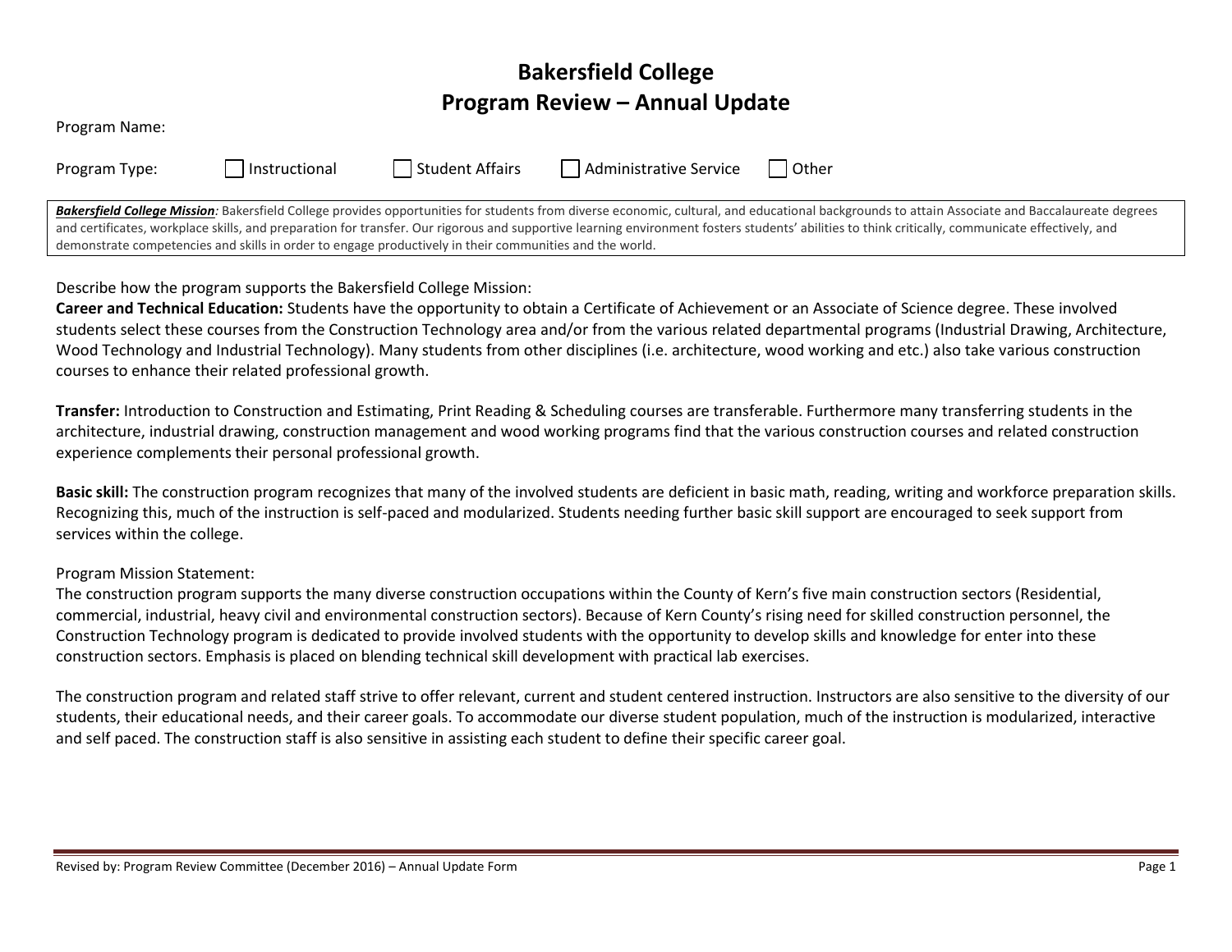# Bakersfield College
# Program Review – Annual Update

Program Name:

Program Type: ☐ Instructional ☐ Student Affairs ☐ Administrative Service ☐ Other

***Bakersfield College Mission***: Bakersfield College provides opportunities for students from diverse economic, cultural, and educational backgrounds to attain Associate and Baccalaureate degrees and certificates, workplace skills, and preparation for transfer. Our rigorous and supportive learning environment fosters students' abilities to think critically, communicate effectively, and demonstrate competencies and skills in order to engage productively in their communities and the world.

Describe how the program supports the Bakersfield College Mission:

**Career and Technical Education:** Students have the opportunity to obtain a Certificate of Achievement or an Associate of Science degree. These involved students select these courses from the Construction Technology area and/or from the various related departmental programs (Industrial Drawing, Architecture, Wood Technology and Industrial Technology). Many students from other disciplines (i.e. architecture, wood working and etc.) also take various construction courses to enhance their related professional growth.

**Transfer:** Introduction to Construction and Estimating, Print Reading & Scheduling courses are transferable. Furthermore many transferring students in the architecture, industrial drawing, construction management and wood working programs find that the various construction courses and related construction experience complements their personal professional growth.

**Basic skill:** The construction program recognizes that many of the involved students are deficient in basic math, reading, writing and workforce preparation skills. Recognizing this, much of the instruction is self-paced and modularized. Students needing further basic skill support are encouraged to seek support from services within the college.

Program Mission Statement:

The construction program supports the many diverse construction occupations within the County of Kern's five main construction sectors (Residential, commercial, industrial, heavy civil and environmental construction sectors). Because of Kern County's rising need for skilled construction personnel, the Construction Technology program is dedicated to provide involved students with the opportunity to develop skills and knowledge for enter into these construction sectors. Emphasis is placed on blending technical skill development with practical lab exercises.

The construction program and related staff strive to offer relevant, current and student centered instruction. Instructors are also sensitive to the diversity of our students, their educational needs, and their career goals. To accommodate our diverse student population, much of the instruction is modularized, interactive and self paced. The construction staff is also sensitive in assisting each student to define their specific career goal.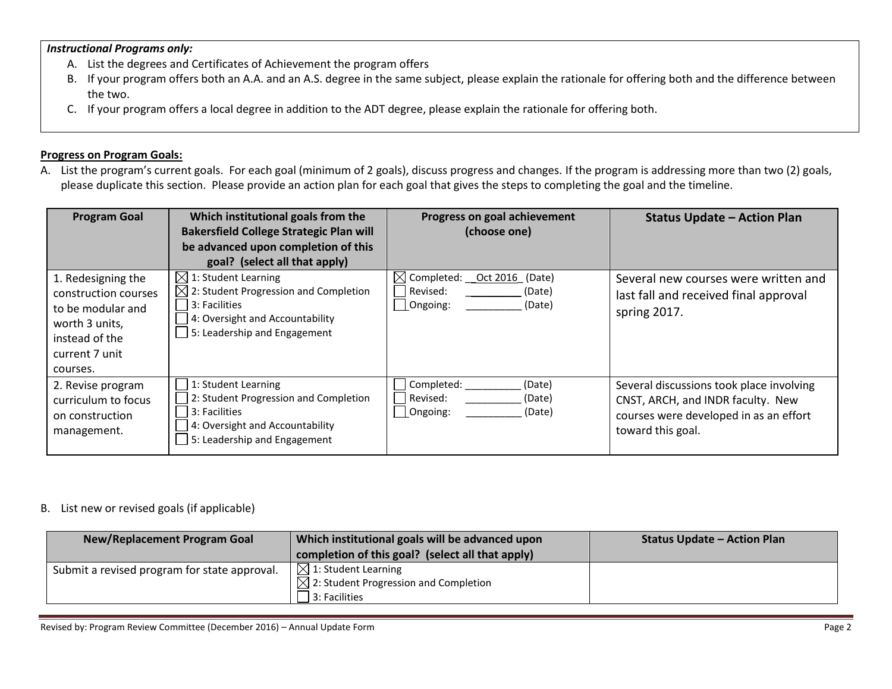***Instructional Programs only:***

A. List the degrees and Certificates of Achievement the program offers
B. If your program offers both an A.A. and an A.S. degree in the same subject, please explain the rationale for offering both and the difference between the two.
C. If your program offers a local degree in addition to the ADT degree, please explain the rationale for offering both.

**Progress on Program Goals:**

A. List the program's current goals. For each goal (minimum of 2 goals), discuss progress and changes. If the program is addressing more than two (2) goals, please duplicate this section. Please provide an action plan for each goal that gives the steps to completing the goal and the timeline.

| Program Goal | Which institutional goals from the Bakersfield College Strategic Plan will be advanced upon completion of this goal? (select all that apply) | Progress on goal achievement (choose one) | Status Update – Action Plan |
|---|---|---|---|
| 1. Redesigning the construction courses to be modular and worth 3 units, instead of the current 7 unit courses. | ☒ 1: Student Learning<br>☒ 2: Student Progression and Completion<br>☐ 3: Facilities<br>☐ 4: Oversight and Accountability<br>☐ 5: Leadership and Engagement | ☒ Completed: \_\_Oct 2016\_ (Date)<br>☐ Revised: \_\_\_\_\_\_\_\_\_\_ (Date)<br>☐ Ongoing: \_\_\_\_\_\_\_\_\_\_ (Date) | Several new courses were written and last fall and received final approval spring 2017. |
| 2. Revise program curriculum to focus on construction management. | ☐ 1: Student Learning<br>☐ 2: Student Progression and Completion<br>☐ 3: Facilities<br>☐ 4: Oversight and Accountability<br>☐ 5: Leadership and Engagement | ☐ Completed: \_\_\_\_\_\_\_\_\_\_ (Date)<br>☐ Revised: \_\_\_\_\_\_\_\_\_\_ (Date)<br>☐ Ongoing: \_\_\_\_\_\_\_\_\_\_ (Date) | Several discussions took place involving CNST, ARCH, and INDR faculty. New courses were developed in as an effort toward this goal. |

B. List new or revised goals (if applicable)

| New/Replacement Program Goal | Which institutional goals will be advanced upon completion of this goal? (select all that apply) | Status Update – Action Plan |
|---|---|---|
| Submit a revised program for state approval. | ☒ 1: Student Learning<br>☒ 2: Student Progression and Completion<br>☐ 3: Facilities | |

Revised by: Program Review Committee (December 2016) – Annual Update Form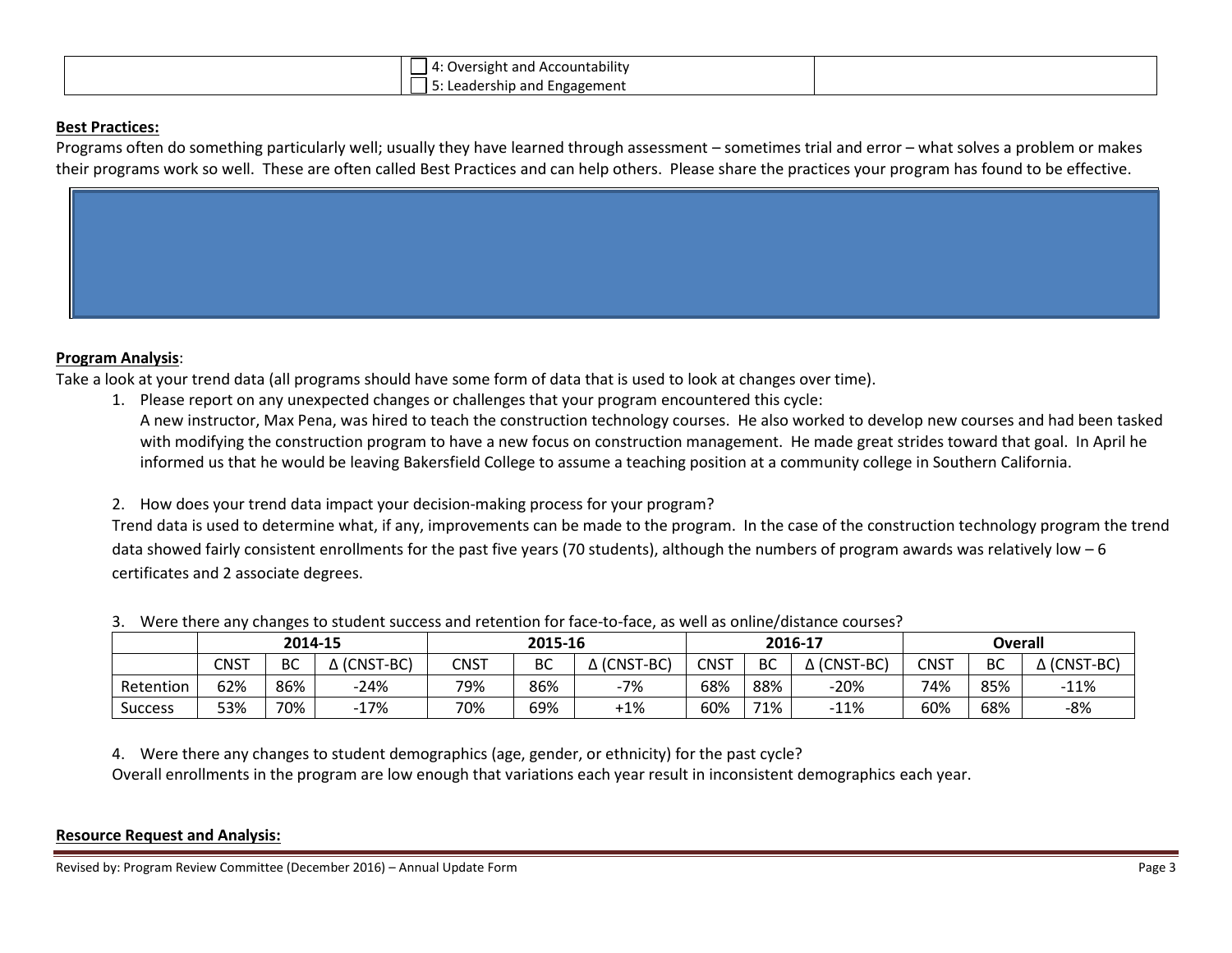| | ☐ 4: Oversight and Accountability<br>☐ 5: Leadership and Engagement | |
|---|---|---|

**Best Practices:**

Programs often do something particularly well; usually they have learned through assessment – sometimes trial and error – what solves a problem or makes their programs work so well. These are often called Best Practices and can help others. Please share the practices your program has found to be effective.

**Program Analysis**:

Take a look at your trend data (all programs should have some form of data that is used to look at changes over time).

1. Please report on any unexpected changes or challenges that your program encountered this cycle:
   A new instructor, Max Pena, was hired to teach the construction technology courses. He also worked to develop new courses and had been tasked with modifying the construction program to have a new focus on construction management. He made great strides toward that goal. In April he informed us that he would be leaving Bakersfield College to assume a teaching position at a community college in Southern California.

2. How does your trend data impact your decision-making process for your program?
   Trend data is used to determine what, if any, improvements can be made to the program. In the case of the construction technology program the trend data showed fairly consistent enrollments for the past five years (70 students), although the numbers of program awards was relatively low – 6 certificates and 2 associate degrees.

3. Were there any changes to student success and retention for face-to-face, as well as online/distance courses?

| | 2014-15 | | | 2015-16 | | | 2016-17 | | | Overall | | |
|---|---|---|---|---|---|---|---|---|---|---|---|---|
| | CNST | BC | Δ (CNST-BC) | CNST | BC | Δ (CNST-BC) | CNST | BC | Δ (CNST-BC) | CNST | BC | Δ (CNST-BC) |
| Retention | 62% | 86% | -24% | 79% | 86% | -7% | 68% | 88% | -20% | 74% | 85% | -11% |
| Success | 53% | 70% | -17% | 70% | 69% | +1% | 60% | 71% | -11% | 60% | 68% | -8% |

4. Were there any changes to student demographics (age, gender, or ethnicity) for the past cycle?
   Overall enrollments in the program are low enough that variations each year result in inconsistent demographics each year.

**Resource Request and Analysis:**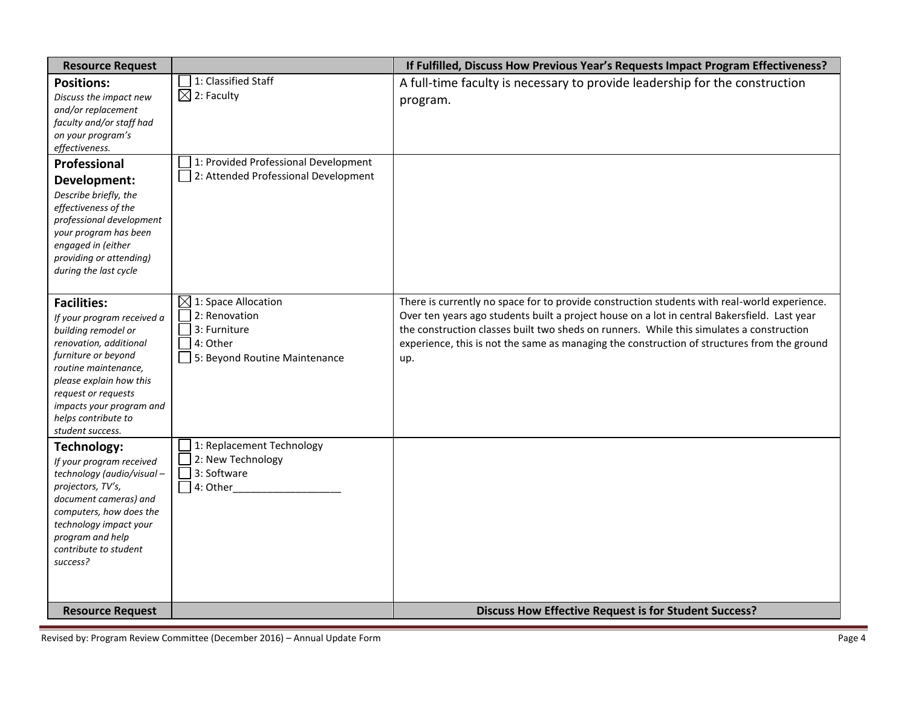| Resource Request | | If Fulfilled, Discuss How Previous Year's Requests Impact Program Effectiveness? |
|---|---|---|
| **Positions:**<br>*Discuss the impact new and/or replacement faculty and/or staff had on your program's effectiveness.* | ☐ 1: Classified Staff<br>☒ 2: Faculty | A full-time faculty is necessary to provide leadership for the construction program. |
| **Professional Development:**<br>*Describe briefly, the effectiveness of the professional development your program has been engaged in (either providing or attending) during the last cycle* | ☐ 1: Provided Professional Development<br>☐ 2: Attended Professional Development | |
| **Facilities:**<br>*If your program received a building remodel or renovation, additional furniture or beyond routine maintenance, please explain how this request or requests impacts your program and helps contribute to student success.* | ☒ 1: Space Allocation<br>☐ 2: Renovation<br>☐ 3: Furniture<br>☐ 4: Other<br>☐ 5: Beyond Routine Maintenance | There is currently no space for to provide construction students with real-world experience. Over ten years ago students built a project house on a lot in central Bakersfield. Last year the construction classes built two sheds on runners. While this simulates a construction experience, this is not the same as managing the construction of structures from the ground up. |
| **Technology:**<br>*If your program received technology (audio/visual – projectors, TV's, document cameras) and computers, how does the technology impact your program and help contribute to student success?* | ☐ 1: Replacement Technology<br>☐ 2: New Technology<br>☐ 3: Software<br>☐ 4: Other___________________ | |
| **Resource Request** | | **Discuss How Effective Request is for Student Success?** |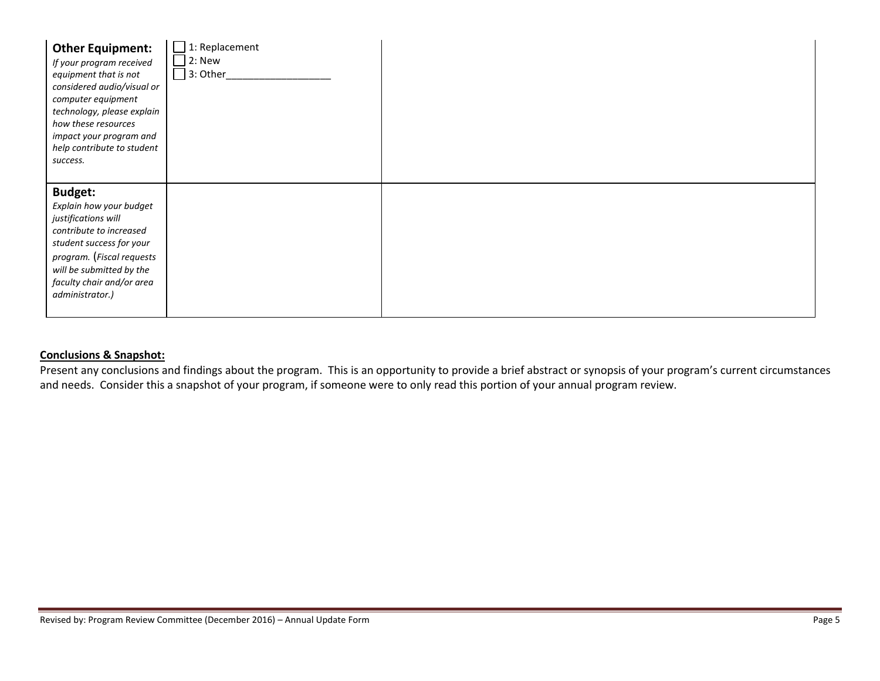| | | |
|---|---|---|
| **Other Equipment:** *If your program received equipment that is not considered audio/visual or computer equipment technology, please explain how these resources impact your program and help contribute to student success.* | ☐ 1: Replacement<br>☐ 2: New<br>☐ 3: Other___________________ | |
| **Budget:** *Explain how your budget justifications will contribute to increased student success for your program.* (*Fiscal requests will be submitted by the faculty chair and/or area administrator.)* | | |

**Conclusions & Snapshot:**

Present any conclusions and findings about the program. This is an opportunity to provide a brief abstract or synopsis of your program's current circumstances and needs. Consider this a snapshot of your program, if someone were to only read this portion of your annual program review.